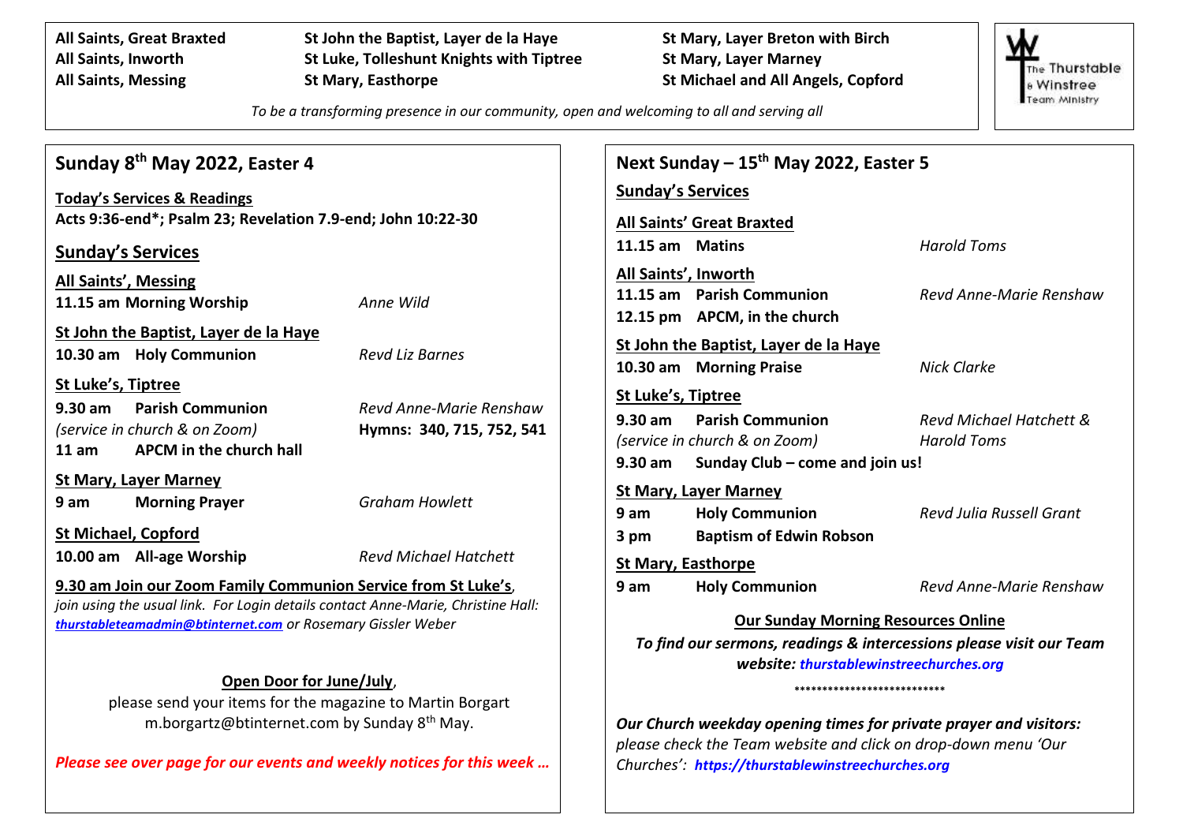**All Saints, Great Braxted**
**All Saints, Inworth**
**All Saints, Messing**
**St John the Baptist, Layer de la Haye**
**St Luke, Tolleshunt Knights with Tiptree**
**St Mary, Easthorpe**
**St Mary, Layer Breton with Birch**
**St Mary, Layer Marney**
**St Michael and All Angels, Copford**

*To be a transforming presence in our community, open and welcoming to all and serving all*

The Thurstable & Winstree Team Ministry

## Sunday 8th May 2022, Easter 4

**Today's Services & Readings**
**Acts 9:36-end*; Psalm 23; Revelation 7.9-end; John 10:22-30**

### Sunday's Services

**All Saints', Messing**
**11.15 am Morning Worship** — *Anne Wild*

**St John the Baptist, Layer de la Haye**
**10.30 am Holy Communion** — *Revd Liz Barnes*

**St Luke's, Tiptree**
**9.30 am Parish Communion** — *Revd Anne-Marie Renshaw*
*(service in church & on Zoom)* — **Hymns: 340, 715, 752, 541**
**11 am APCM in the church hall**

**St Mary, Layer Marney**
**9 am Morning Prayer** — *Graham Howlett*

**St Michael, Copford**
**10.00 am All-age Worship** — *Revd Michael Hatchett*

**9.30 am Join our Zoom Family Communion Service from St Luke's**, *join using the usual link. For Login details contact Anne-Marie, Christine Hall: thurstableteamadmin@btinternet.com or Rosemary Gissler Weber*

**Open Door for June/July**,
please send your items for the magazine to Martin Borgart m.borgartz@btinternet.com by Sunday 8th May.

***Please see over page for our events and weekly notices for this week …***

## Next Sunday – 15th May 2022, Easter 5

### Sunday's Services

**All Saints' Great Braxted**
**11.15 am Matins** — *Harold Toms*

**All Saints', Inworth**
**11.15 am Parish Communion** — *Revd Anne-Marie Renshaw*
**12.15 pm APCM, in the church**

**St John the Baptist, Layer de la Haye**
**10.30 am Morning Praise** — *Nick Clarke*

**St Luke's, Tiptree**
**9.30 am Parish Communion** — *Revd Michael Hatchett & Harold Toms*
*(service in church & on Zoom)*
**9.30 am Sunday Club – come and join us!**

**St Mary, Layer Marney**
**9 am Holy Communion** — *Revd Julia Russell Grant*
**3 pm Baptism of Edwin Robson**

**St Mary, Easthorpe**
**9 am Holy Communion** — *Revd Anne-Marie Renshaw*

**Our Sunday Morning Resources Online**
***To find our sermons, readings & intercessions please visit our Team website: thurstablewinstreechurches.org***

***************************

***Our Church weekday opening times for private prayer and visitors:*** *please check the Team website and click on drop-down menu 'Our Churches':* ***https://thurstablewinstreechurches.org***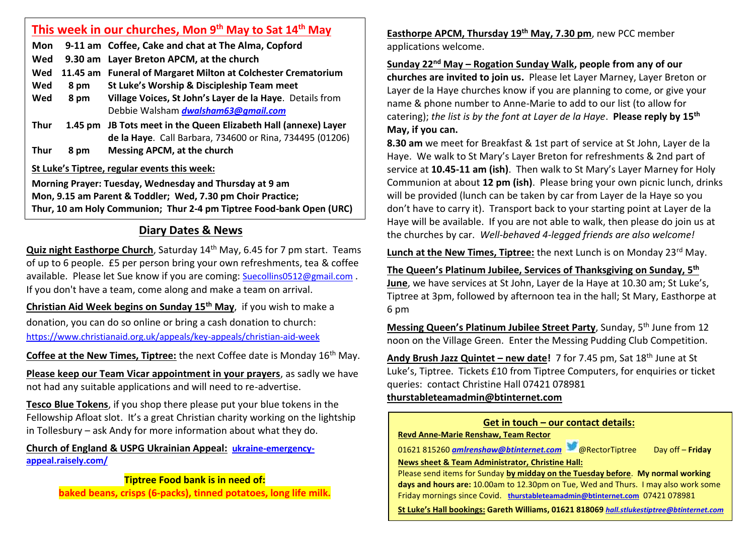## This week in our churches, Mon 9th May to Sat 14th May

| | | |
|---|---|---|
| **Mon** | **9-11 am** | **Coffee, Cake and chat at The Alma, Copford** |
| **Wed** | **9.30 am** | **Layer Breton APCM, at the church** |
| **Wed** | **11.45 am** | **Funeral of Margaret Milton at Colchester Crematorium** |
| **Wed** | **8 pm** | **St Luke's Worship & Discipleship Team meet** |
| **Wed** | **8 pm** | **Village Voices, St John's Layer de la Haye**. Details from Debbie Walsham ***dwalsham63@gmail.com*** |
| **Thur** | **1.45 pm** | **JB Tots meet in the Queen Elizabeth Hall (annexe) Layer de la Haye**. Call Barbara, 734600 or Rina, 734495 (01206) |
| **Thur** | **8 pm** | **Messing APCM, at the church** |

**St Luke's Tiptree, regular events this week:**

**Morning Prayer: Tuesday, Wednesday and Thursday at 9 am**
**Mon, 9.15 am Parent & Toddler; Wed, 7.30 pm Choir Practice;**
**Thur, 10 am Holy Communion; Thur 2-4 pm Tiptree Food-bank Open (URC)**

## Diary Dates & News

**Quiz night Easthorpe Church**, Saturday 14th May, 6.45 for 7 pm start. Teams of up to 6 people. £5 per person bring your own refreshments, tea & coffee available. Please let Sue know if you are coming: Suecollins0512@gmail.com . If you don't have a team, come along and make a team on arrival.

**Christian Aid Week begins on Sunday 15th May**, if you wish to make a donation, you can do so online or bring a cash donation to church: https://www.christianaid.org.uk/appeals/key-appeals/christian-aid-week

**Coffee at the New Times, Tiptree:** the next Coffee date is Monday 16th May.

**Please keep our Team Vicar appointment in your prayers**, as sadly we have not had any suitable applications and will need to re-advertise.

**Tesco Blue Tokens**, if you shop there please put your blue tokens in the Fellowship Afloat slot. It's a great Christian charity working on the lightship in Tollesbury – ask Andy for more information about what they do.

**Church of England & USPG Ukrainian Appeal:** **ukraine-emergency-appeal.raisely.com/**

**Tiptree Food bank is in need of:**
**baked beans, crisps (6-packs), tinned potatoes, long life milk.**

**Easthorpe APCM, Thursday 19th May, 7.30 pm**, new PCC member applications welcome.

**Sunday 22nd May – Rogation Sunday Walk, people from any of our churches are invited to join us.** Please let Layer Marney, Layer Breton or Layer de la Haye churches know if you are planning to come, or give your name & phone number to Anne-Marie to add to our list (to allow for catering); *the list is by the font at Layer de la Haye*. **Please reply by 15th May, if you can.**

**8.30 am** we meet for Breakfast & 1st part of service at St John, Layer de la Haye. We walk to St Mary's Layer Breton for refreshments & 2nd part of service at **10.45-11 am (ish)**. Then walk to St Mary's Layer Marney for Holy Communion at about **12 pm (ish)**. Please bring your own picnic lunch, drinks will be provided (lunch can be taken by car from Layer de la Haye so you don't have to carry it). Transport back to your starting point at Layer de la Haye will be available. If you are not able to walk, then please do join us at the churches by car. *Well-behaved 4-legged friends are also welcome!*

**Lunch at the New Times, Tiptree:** the next Lunch is on Monday 23rd May.

**The Queen's Platinum Jubilee, Services of Thanksgiving on Sunday, 5th June**, we have services at St John, Layer de la Haye at 10.30 am; St Luke's, Tiptree at 3pm, followed by afternoon tea in the hall; St Mary, Easthorpe at 6 pm

**Messing Queen's Platinum Jubilee Street Party**, Sunday, 5th June from 12 noon on the Village Green. Enter the Messing Pudding Club Competition.

**Andy Brush Jazz Quintet – new date!** 7 for 7.45 pm, Sat 18th June at St Luke's, Tiptree. Tickets £10 from Tiptree Computers, for enquiries or ticket queries: contact Christine Hall 07421 078981 **thurstableteamadmin@btinternet.com**

### Get in touch – our contact details:

**Revd Anne-Marie Renshaw, Team Rector**

01621 815260 ***amlrenshaw@btinternet.com*** @RectorTiptree Day off – **Friday**

**News sheet & Team Administrator, Christine Hall:**

Please send items for Sunday **by midday on the Tuesday before**. **My normal working days and hours are:** 10.00am to 12.30pm on Tue, Wed and Thurs. I may also work some Friday mornings since Covid. **thurstableteamadmin@btinternet.com** 07421 078981

**St Luke's Hall bookings: Gareth Williams, 01621 818069** ***hall.stlukestiptree@btinternet.com***